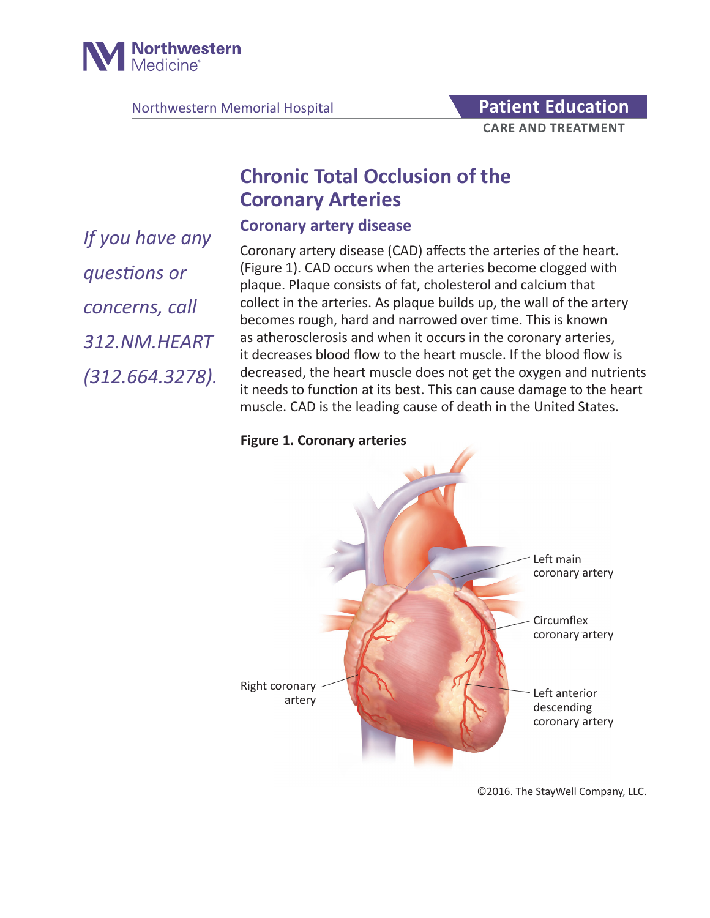Northwestern Medicine

Northwestern Memorial Hospital

**Patient Education**
**CARE AND TREATMENT**

# Chronic Total Occlusion of the Coronary Arteries

*If you have any questions or concerns, call 312.NM.HEART (312.664.3278).*

## Coronary artery disease

Coronary artery disease (CAD) affects the arteries of the heart. (Figure 1). CAD occurs when the arteries become clogged with plaque. Plaque consists of fat, cholesterol and calcium that collect in the arteries. As plaque builds up, the wall of the artery becomes rough, hard and narrowed over time. This is known as atherosclerosis and when it occurs in the coronary arteries, it decreases blood flow to the heart muscle. If the blood flow is decreased, the heart muscle does not get the oxygen and nutrients it needs to function at its best. This can cause damage to the heart muscle. CAD is the leading cause of death in the United States.

**Figure 1. Coronary arteries**

Left main coronary artery

Circumflex coronary artery

Right coronary artery

Left anterior descending coronary artery

©2016. The StayWell Company, LLC.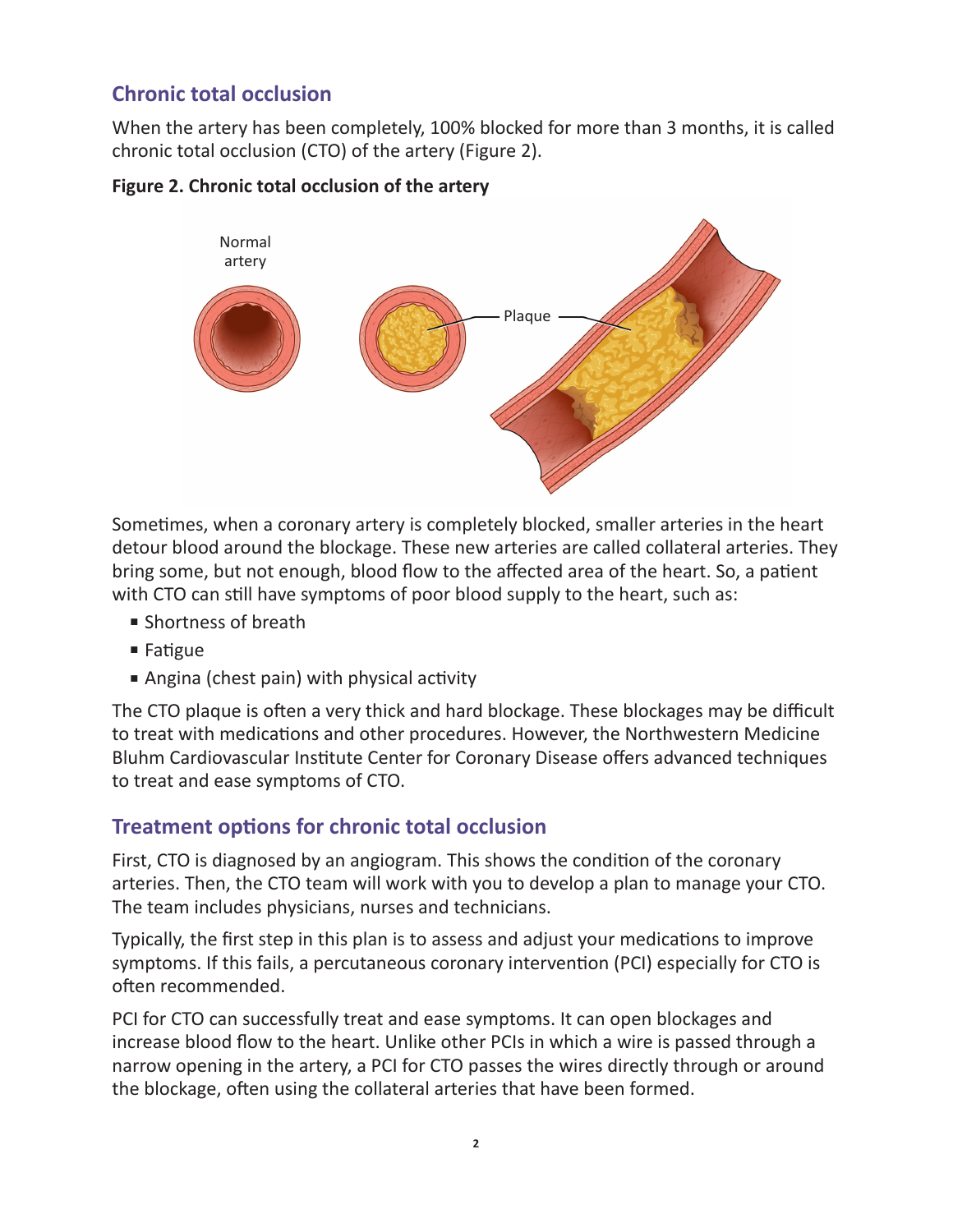## Chronic total occlusion

When the artery has been completely, 100% blocked for more than 3 months, it is called chronic total occlusion (CTO) of the artery (Figure 2).

**Figure 2. Chronic total occlusion of the artery**

Sometimes, when a coronary artery is completely blocked, smaller arteries in the heart detour blood around the blockage. These new arteries are called collateral arteries. They bring some, but not enough, blood flow to the affected area of the heart. So, a patient with CTO can still have symptoms of poor blood supply to the heart, such as:

- Shortness of breath
- Fatigue
- Angina (chest pain) with physical activity

The CTO plaque is often a very thick and hard blockage. These blockages may be difficult to treat with medications and other procedures. However, the Northwestern Medicine Bluhm Cardiovascular Institute Center for Coronary Disease offers advanced techniques to treat and ease symptoms of CTO.

## Treatment options for chronic total occlusion

First, CTO is diagnosed by an angiogram. This shows the condition of the coronary arteries. Then, the CTO team will work with you to develop a plan to manage your CTO. The team includes physicians, nurses and technicians.

Typically, the first step in this plan is to assess and adjust your medications to improve symptoms. If this fails, a percutaneous coronary intervention (PCI) especially for CTO is often recommended.

PCI for CTO can successfully treat and ease symptoms. It can open blockages and increase blood flow to the heart. Unlike other PCIs in which a wire is passed through a narrow opening in the artery, a PCI for CTO passes the wires directly through or around the blockage, often using the collateral arteries that have been formed.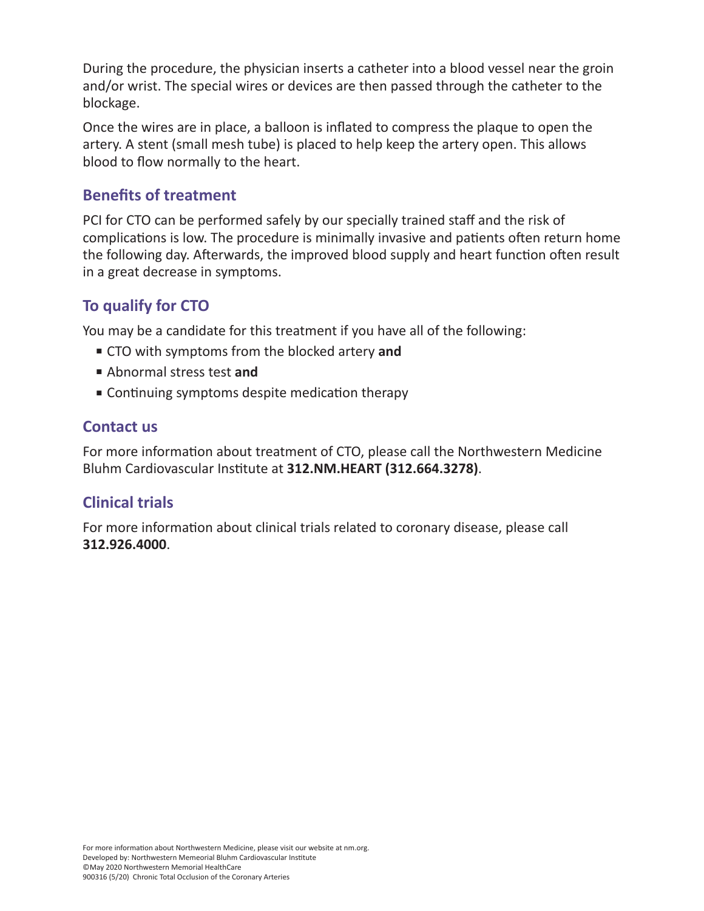During the procedure, the physician inserts a catheter into a blood vessel near the groin and/or wrist. The special wires or devices are then passed through the catheter to the blockage.

Once the wires are in place, a balloon is inflated to compress the plaque to open the artery. A stent (small mesh tube) is placed to help keep the artery open. This allows blood to flow normally to the heart.

## Benefits of treatment

PCI for CTO can be performed safely by our specially trained staff and the risk of complications is low. The procedure is minimally invasive and patients often return home the following day. Afterwards, the improved blood supply and heart function often result in a great decrease in symptoms.

## To qualify for CTO

You may be a candidate for this treatment if you have all of the following:

- CTO with symptoms from the blocked artery **and**
- Abnormal stress test **and**
- Continuing symptoms despite medication therapy

## Contact us

For more information about treatment of CTO, please call the Northwestern Medicine Bluhm Cardiovascular Institute at **312.NM.HEART (312.664.3278)**.

## Clinical trials

For more information about clinical trials related to coronary disease, please call **312.926.4000**.

For more information about Northwestern Medicine, please visit our website at nm.org.
Developed by: Northwestern Memeorial Bluhm Cardiovascular Institute
©May 2020 Northwestern Memorial HealthCare
900316 (5/20) Chronic Total Occlusion of the Coronary Arteries